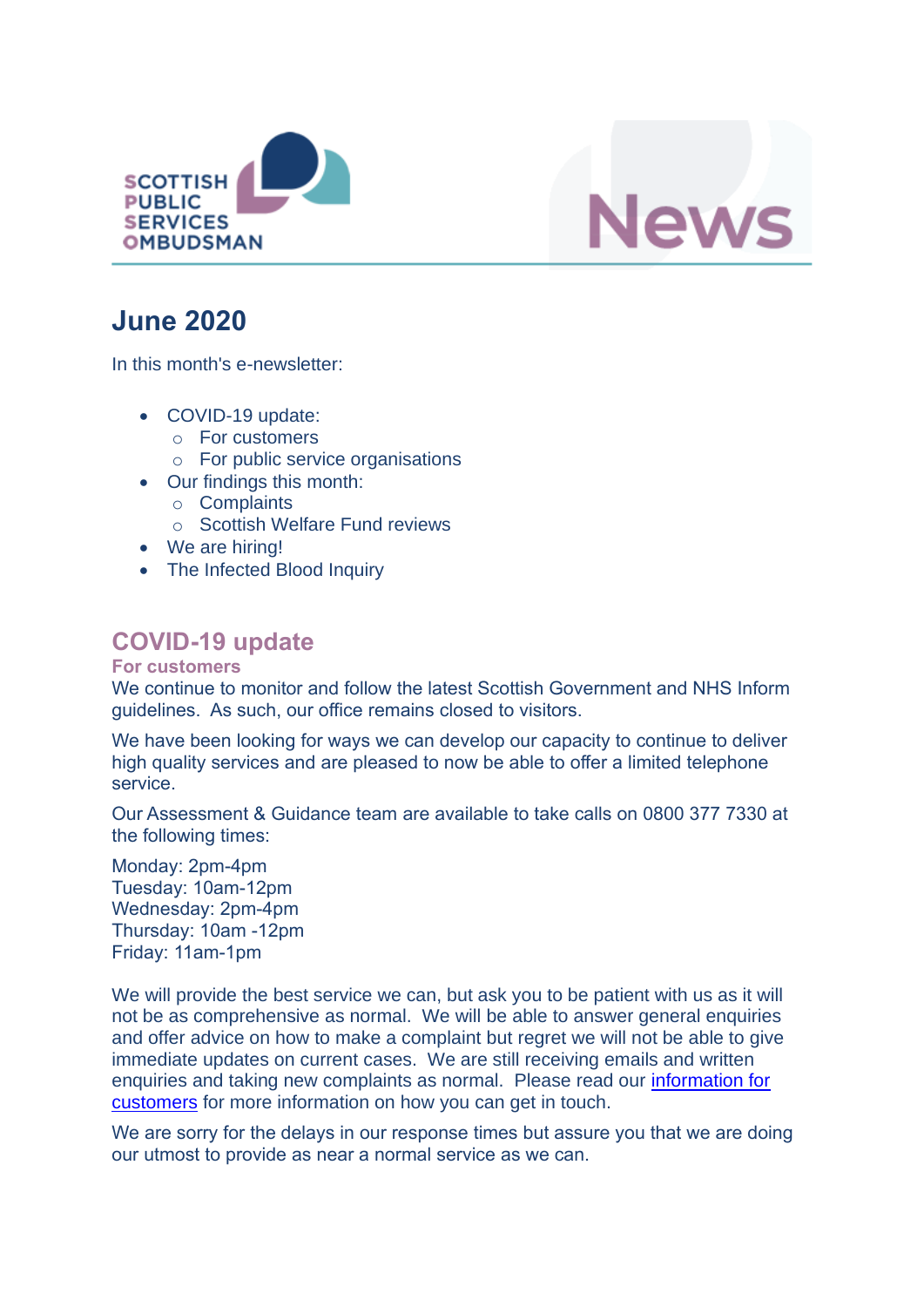SCOTTISH PUBLIC SERVICES OMBUDSMAN

News

# June 2020

In this month's e-newsletter:

- COVID-19 update:
  - For customers
  - For public service organisations
- Our findings this month:
  - Complaints
  - Scottish Welfare Fund reviews
- We are hiring!
- The Infected Blood Inquiry

## COVID-19 update

### For customers

We continue to monitor and follow the latest Scottish Government and NHS Inform guidelines. As such, our office remains closed to visitors.

We have been looking for ways we can develop our capacity to continue to deliver high quality services and are pleased to now be able to offer a limited telephone service.

Our Assessment & Guidance team are available to take calls on 0800 377 7330 at the following times:

Monday: 2pm-4pm
Tuesday: 10am-12pm
Wednesday: 2pm-4pm
Thursday: 10am -12pm
Friday: 11am-1pm

We will provide the best service we can, but ask you to be patient with us as it will not be as comprehensive as normal. We will be able to answer general enquiries and offer advice on how to make a complaint but regret we will not be able to give immediate updates on current cases. We are still receiving emails and written enquiries and taking new complaints as normal. Please read our information for customers for more information on how you can get in touch.

We are sorry for the delays in our response times but assure you that we are doing our utmost to provide as near a normal service as we can.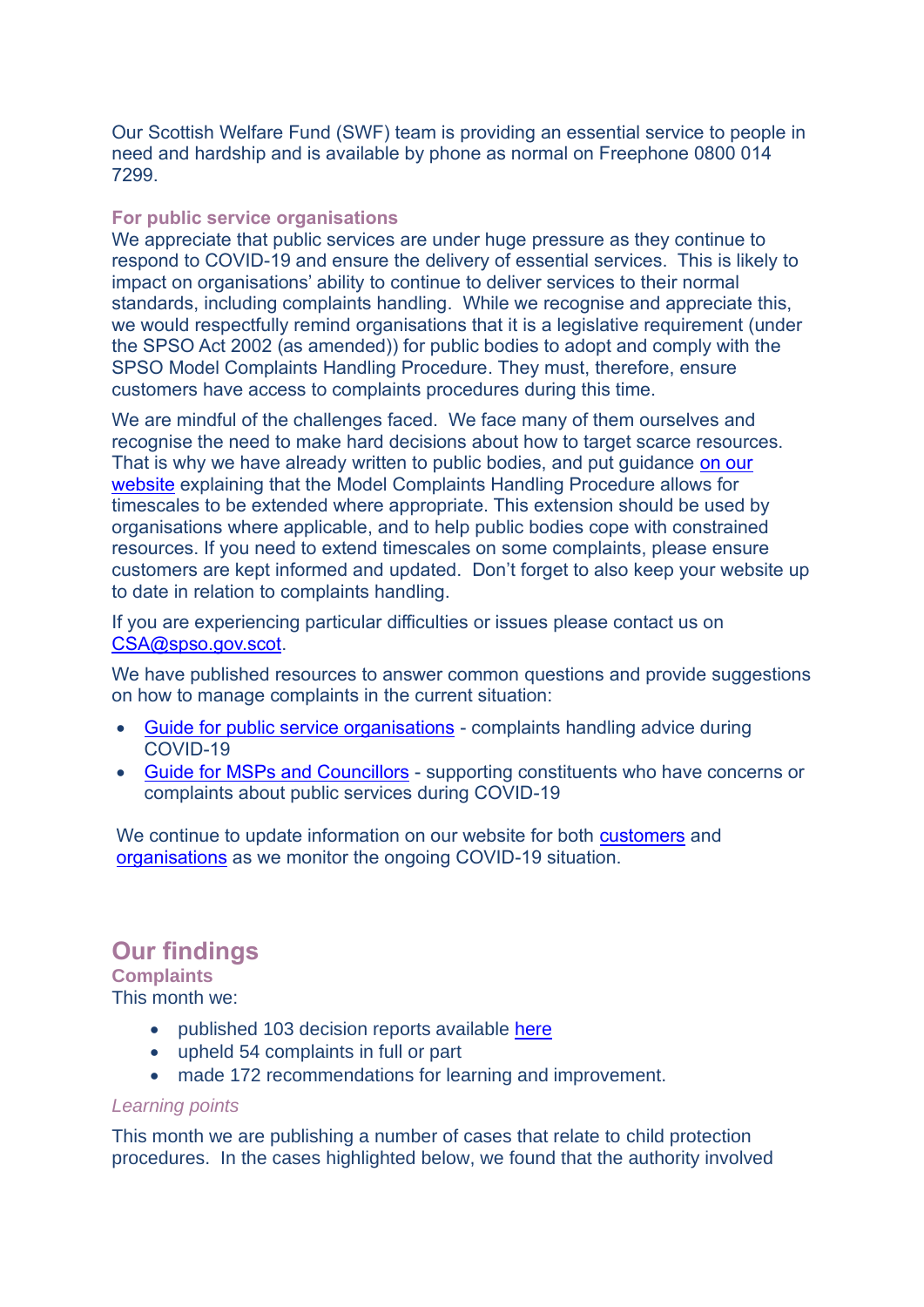Our Scottish Welfare Fund (SWF) team is providing an essential service to people in need and hardship and is available by phone as normal on Freephone 0800 014 7299.

### For public service organisations

We appreciate that public services are under huge pressure as they continue to respond to COVID-19 and ensure the delivery of essential services. This is likely to impact on organisations' ability to continue to deliver services to their normal standards, including complaints handling. While we recognise and appreciate this, we would respectfully remind organisations that it is a legislative requirement (under the SPSO Act 2002 (as amended)) for public bodies to adopt and comply with the SPSO Model Complaints Handling Procedure. They must, therefore, ensure customers have access to complaints procedures during this time.

We are mindful of the challenges faced. We face many of them ourselves and recognise the need to make hard decisions about how to target scarce resources. That is why we have already written to public bodies, and put guidance on our website explaining that the Model Complaints Handling Procedure allows for timescales to be extended where appropriate. This extension should be used by organisations where applicable, and to help public bodies cope with constrained resources. If you need to extend timescales on some complaints, please ensure customers are kept informed and updated. Don't forget to also keep your website up to date in relation to complaints handling.

If you are experiencing particular difficulties or issues please contact us on CSA@spso.gov.scot.

We have published resources to answer common questions and provide suggestions on how to manage complaints in the current situation:

- Guide for public service organisations - complaints handling advice during COVID-19
- Guide for MSPs and Councillors - supporting constituents who have concerns or complaints about public services during COVID-19

We continue to update information on our website for both customers and organisations as we monitor the ongoing COVID-19 situation.

## Our findings

### Complaints

This month we:

- published 103 decision reports available here
- upheld 54 complaints in full or part
- made 172 recommendations for learning and improvement.

*Learning points*

This month we are publishing a number of cases that relate to child protection procedures. In the cases highlighted below, we found that the authority involved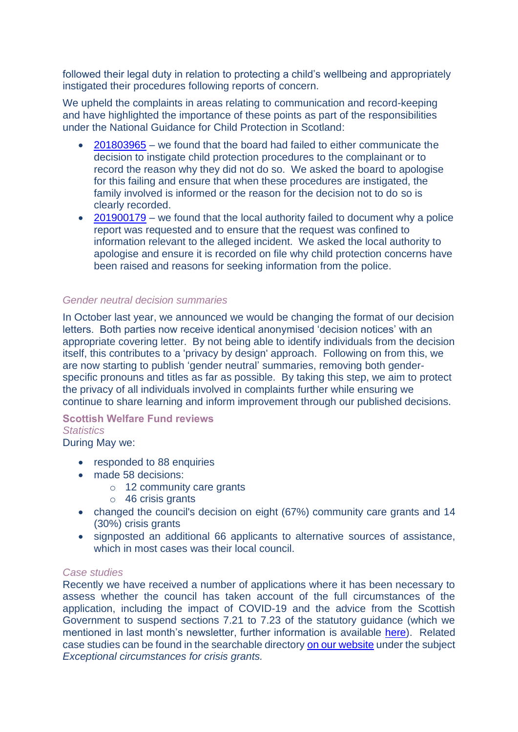followed their legal duty in relation to protecting a child's wellbeing and appropriately instigated their procedures following reports of concern.

We upheld the complaints in areas relating to communication and record-keeping and have highlighted the importance of these points as part of the responsibilities under the National Guidance for Child Protection in Scotland:

- [201803965](#) – we found that the board had failed to either communicate the decision to instigate child protection procedures to the complainant or to record the reason why they did not do so. We asked the board to apologise for this failing and ensure that when these procedures are instigated, the family involved is informed or the reason for the decision not to do so is clearly recorded.
- [201900179](#) – we found that the local authority failed to document why a police report was requested and to ensure that the request was confined to information relevant to the alleged incident. We asked the local authority to apologise and ensure it is recorded on file why child protection concerns have been raised and reasons for seeking information from the police.

*Gender neutral decision summaries*

In October last year, we announced we would be changing the format of our decision letters. Both parties now receive identical anonymised 'decision notices' with an appropriate covering letter. By not being able to identify individuals from the decision itself, this contributes to a 'privacy by design' approach. Following on from this, we are now starting to publish 'gender neutral' summaries, removing both gender-specific pronouns and titles as far as possible. By taking this step, we aim to protect the privacy of all individuals involved in complaints further while ensuring we continue to share learning and inform improvement through our published decisions.

**Scottish Welfare Fund reviews**

*Statistics*

During May we:

- responded to 88 enquiries
- made 58 decisions:
  - 12 community care grants
  - 46 crisis grants
- changed the council's decision on eight (67%) community care grants and 14 (30%) crisis grants
- signposted an additional 66 applicants to alternative sources of assistance, which in most cases was their local council.

*Case studies*

Recently we have received a number of applications where it has been necessary to assess whether the council has taken account of the full circumstances of the application, including the impact of COVID-19 and the advice from the Scottish Government to suspend sections 7.21 to 7.23 of the statutory guidance (which we mentioned in last month's newsletter, further information is available [here](#)). Related case studies can be found in the searchable directory [on our website](#) under the subject *Exceptional circumstances for crisis grants.*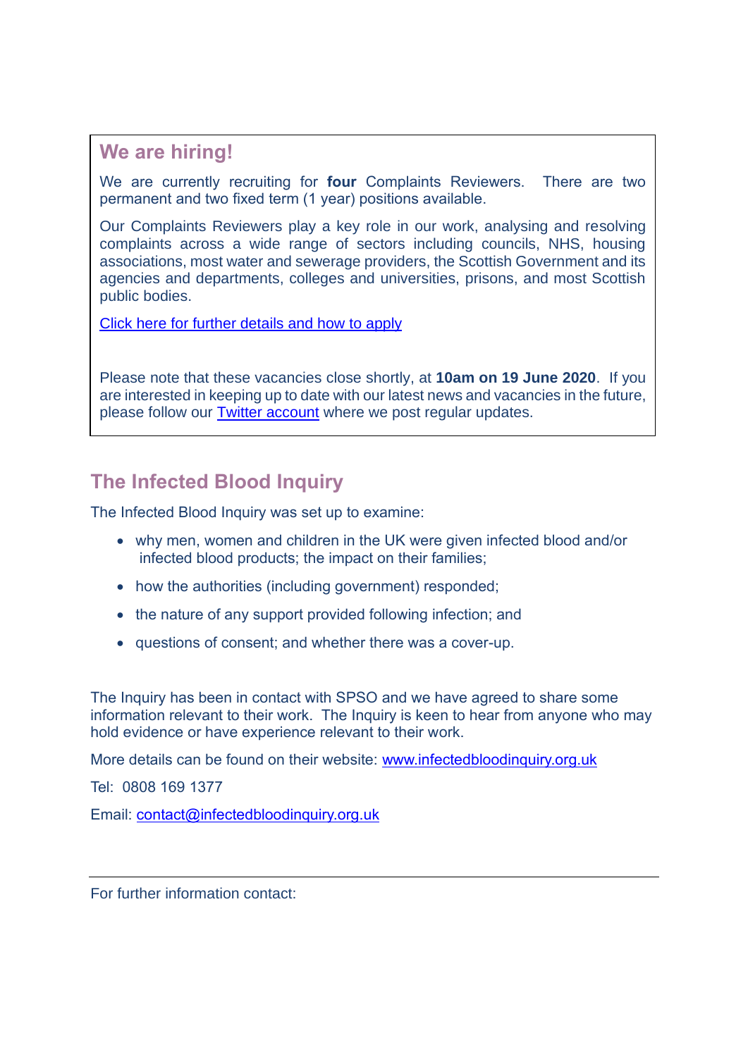## We are hiring!

We are currently recruiting for **four** Complaints Reviewers. There are two permanent and two fixed term (1 year) positions available.

Our Complaints Reviewers play a key role in our work, analysing and resolving complaints across a wide range of sectors including councils, NHS, housing associations, most water and sewerage providers, the Scottish Government and its agencies and departments, colleges and universities, prisons, and most Scottish public bodies.

Click here for further details and how to apply

Please note that these vacancies close shortly, at **10am on 19 June 2020**. If you are interested in keeping up to date with our latest news and vacancies in the future, please follow our Twitter account where we post regular updates.

## The Infected Blood Inquiry

The Infected Blood Inquiry was set up to examine:

- why men, women and children in the UK were given infected blood and/or infected blood products; the impact on their families;
- how the authorities (including government) responded;
- the nature of any support provided following infection; and
- questions of consent; and whether there was a cover-up.

The Inquiry has been in contact with SPSO and we have agreed to share some information relevant to their work. The Inquiry is keen to hear from anyone who may hold evidence or have experience relevant to their work.

More details can be found on their website: www.infectedbloodinquiry.org.uk

Tel: 0808 169 1377

Email: contact@infectedbloodinquiry.org.uk

---

For further information contact: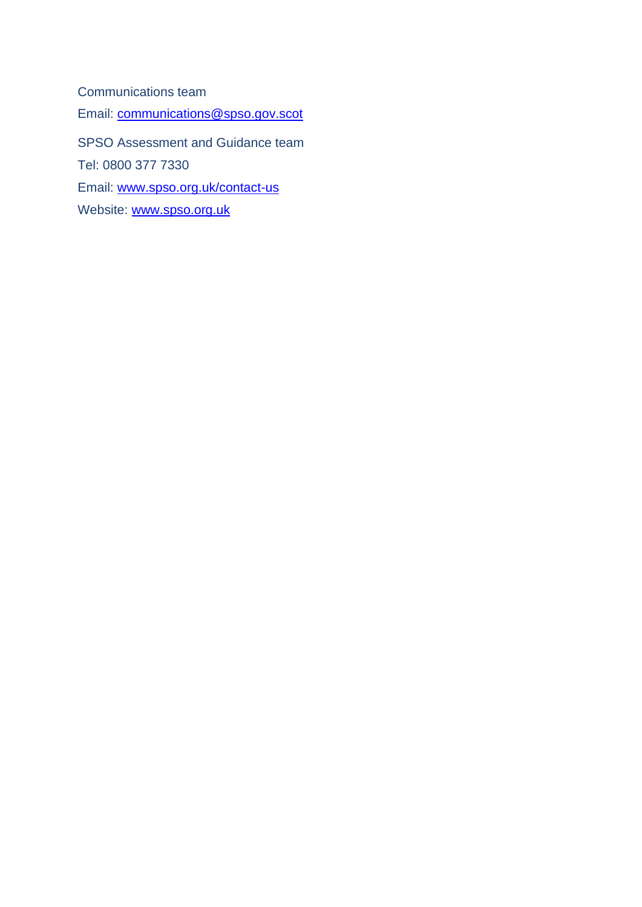Communications team

Email: communications@spso.gov.scot

SPSO Assessment and Guidance team

Tel: 0800 377 7330

Email: www.spso.org.uk/contact-us

Website: www.spso.org.uk